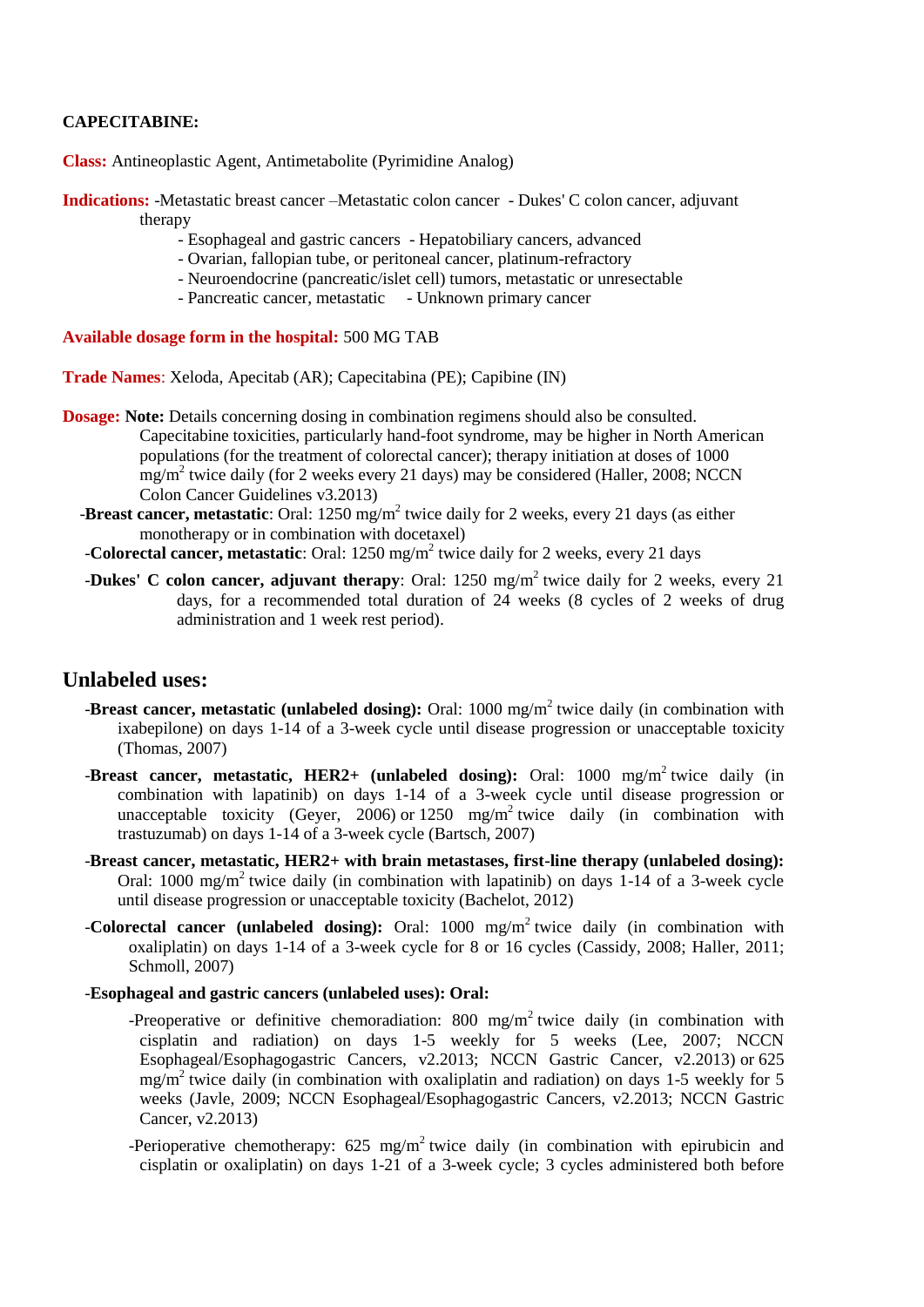**CAPECITABINE:**

**Class:** Antineoplastic Agent, Antimetabolite (Pyrimidine Analog)

**Indications:** -Metastatic breast cancer –Metastatic colon cancer - Dukes' C colon cancer, adjuvant therapy

- Esophageal and gastric cancers - Hepatobiliary cancers, advanced
- Ovarian, fallopian tube, or peritoneal cancer, platinum-refractory
- Neuroendocrine (pancreatic/islet cell) tumors, metastatic or unresectable
- Pancreatic cancer, metastatic - Unknown primary cancer

**Available dosage form in the hospital:** 500 MG TAB

**Trade Names**: Xeloda, Apecitab (AR); Capecitabina (PE); Capibine (IN)

**Dosage:** **Note:** Details concerning dosing in combination regimens should also be consulted. Capecitabine toxicities, particularly hand-foot syndrome, may be higher in North American populations (for the treatment of colorectal cancer); therapy initiation at doses of 1000 mg/m$^2$ twice daily (for 2 weeks every 21 days) may be considered (Haller, 2008; NCCN Colon Cancer Guidelines v3.2013)

-**Breast cancer, metastatic**: Oral: 1250 mg/m$^2$ twice daily for 2 weeks, every 21 days (as either monotherapy or in combination with docetaxel)

-**Colorectal cancer, metastatic**: Oral: 1250 mg/m$^2$ twice daily for 2 weeks, every 21 days

-**Dukes' C colon cancer, adjuvant therapy**: Oral: 1250 mg/m$^2$ twice daily for 2 weeks, every 21 days, for a recommended total duration of 24 weeks (8 cycles of 2 weeks of drug administration and 1 week rest period).

## Unlabeled uses:

-**Breast cancer, metastatic (unlabeled dosing):** Oral: 1000 mg/m$^2$ twice daily (in combination with ixabepilone) on days 1-14 of a 3-week cycle until disease progression or unacceptable toxicity (Thomas, 2007)

-**Breast cancer, metastatic, HER2+ (unlabeled dosing):** Oral: 1000 mg/m$^2$ twice daily (in combination with lapatinib) on days 1-14 of a 3-week cycle until disease progression or unacceptable toxicity (Geyer, 2006) or 1250 mg/m$^2$ twice daily (in combination with trastuzumab) on days 1-14 of a 3-week cycle (Bartsch, 2007)

-**Breast cancer, metastatic, HER2+ with brain metastases, first-line therapy (unlabeled dosing):** Oral: 1000 mg/m$^2$ twice daily (in combination with lapatinib) on days 1-14 of a 3-week cycle until disease progression or unacceptable toxicity (Bachelot, 2012)

-**Colorectal cancer (unlabeled dosing):** Oral: 1000 mg/m$^2$ twice daily (in combination with oxaliplatin) on days 1-14 of a 3-week cycle for 8 or 16 cycles (Cassidy, 2008; Haller, 2011; Schmoll, 2007)

-**Esophageal and gastric cancers (unlabeled uses): Oral:**

-Preoperative or definitive chemoradiation: 800 mg/m$^2$ twice daily (in combination with cisplatin and radiation) on days 1-5 weekly for 5 weeks (Lee, 2007; NCCN Esophageal/Esophagogastric Cancers, v2.2013; NCCN Gastric Cancer, v2.2013) or 625 mg/m$^2$ twice daily (in combination with oxaliplatin and radiation) on days 1-5 weekly for 5 weeks (Javle, 2009; NCCN Esophageal/Esophagogastric Cancers, v2.2013; NCCN Gastric Cancer, v2.2013)

-Perioperative chemotherapy: 625 mg/m$^2$ twice daily (in combination with epirubicin and cisplatin or oxaliplatin) on days 1-21 of a 3-week cycle; 3 cycles administered both before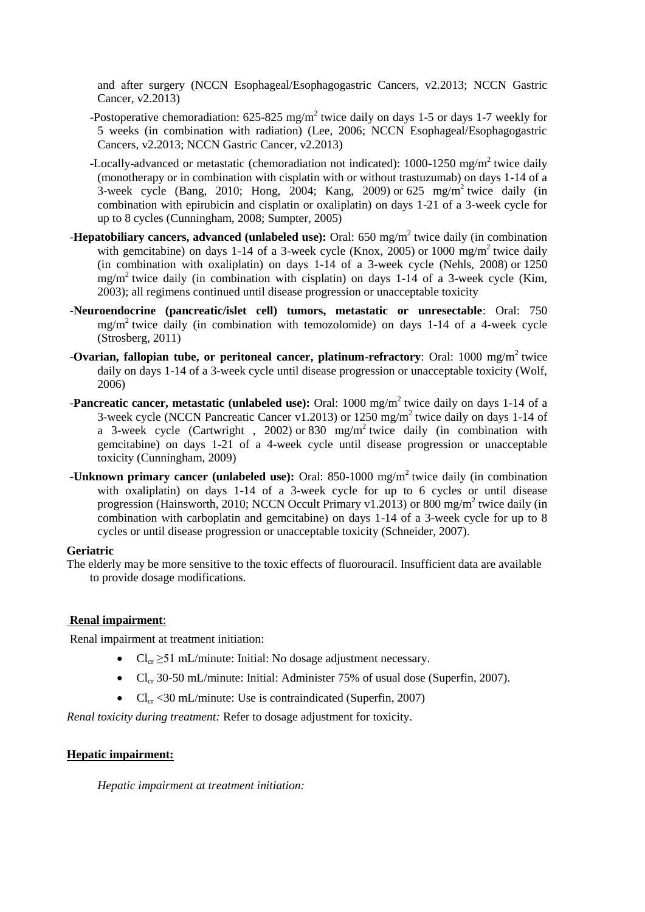and after surgery (NCCN Esophageal/Esophagogastric Cancers, v2.2013; NCCN Gastric Cancer, v2.2013)

-Postoperative chemoradiation: 625-825 mg/m$^2$ twice daily on days 1-5 or days 1-7 weekly for 5 weeks (in combination with radiation) (Lee, 2006; NCCN Esophageal/Esophagogastric Cancers, v2.2013; NCCN Gastric Cancer, v2.2013)

-Locally-advanced or metastatic (chemoradiation not indicated): 1000-1250 mg/m$^2$ twice daily (monotherapy or in combination with cisplatin with or without trastuzumab) on days 1-14 of a 3-week cycle (Bang, 2010; Hong, 2004; Kang, 2009) or 625 mg/m$^2$ twice daily (in combination with epirubicin and cisplatin or oxaliplatin) on days 1-21 of a 3-week cycle for up to 8 cycles (Cunningham, 2008; Sumpter, 2005)

-**Hepatobiliary cancers, advanced (unlabeled use):** Oral: 650 mg/m$^2$ twice daily (in combination with gemcitabine) on days 1-14 of a 3-week cycle (Knox, 2005) or 1000 mg/m$^2$ twice daily (in combination with oxaliplatin) on days 1-14 of a 3-week cycle (Nehls, 2008) or 1250 mg/m$^2$ twice daily (in combination with cisplatin) on days 1-14 of a 3-week cycle (Kim, 2003); all regimens continued until disease progression or unacceptable toxicity

-**Neuroendocrine (pancreatic/islet cell) tumors, metastatic or unresectable**: Oral: 750 mg/m$^2$ twice daily (in combination with temozolomide) on days 1-14 of a 4-week cycle (Strosberg, 2011)

-**Ovarian, fallopian tube, or peritoneal cancer, platinum-refractory**: Oral: 1000 mg/m$^2$ twice daily on days 1-14 of a 3-week cycle until disease progression or unacceptable toxicity (Wolf, 2006)

-**Pancreatic cancer, metastatic (unlabeled use):** Oral: 1000 mg/m$^2$ twice daily on days 1-14 of a 3-week cycle (NCCN Pancreatic Cancer v1.2013) or 1250 mg/m$^2$ twice daily on days 1-14 of a 3-week cycle (Cartwright , 2002) or 830 mg/m$^2$ twice daily (in combination with gemcitabine) on days 1-21 of a 4-week cycle until disease progression or unacceptable toxicity (Cunningham, 2009)

-**Unknown primary cancer (unlabeled use):** Oral: 850-1000 mg/m$^2$ twice daily (in combination with oxaliplatin) on days 1-14 of a 3-week cycle for up to 6 cycles or until disease progression (Hainsworth, 2010; NCCN Occult Primary v1.2013) or 800 mg/m$^2$ twice daily (in combination with carboplatin and gemcitabine) on days 1-14 of a 3-week cycle for up to 8 cycles or until disease progression or unacceptable toxicity (Schneider, 2007).

**Geriatric**

The elderly may be more sensitive to the toxic effects of fluorouracil. Insufficient data are available to provide dosage modifications.

**Renal impairment**:

Renal impairment at treatment initiation:

- $Cl_{cr}$ ≥51 mL/minute: Initial: No dosage adjustment necessary.
- $Cl_{cr}$ 30-50 mL/minute: Initial: Administer 75% of usual dose (Superfin, 2007).
- $Cl_{cr}$ <30 mL/minute: Use is contraindicated (Superfin, 2007)

*Renal toxicity during treatment:* Refer to dosage adjustment for toxicity.

**Hepatic impairment:**

*Hepatic impairment at treatment initiation:*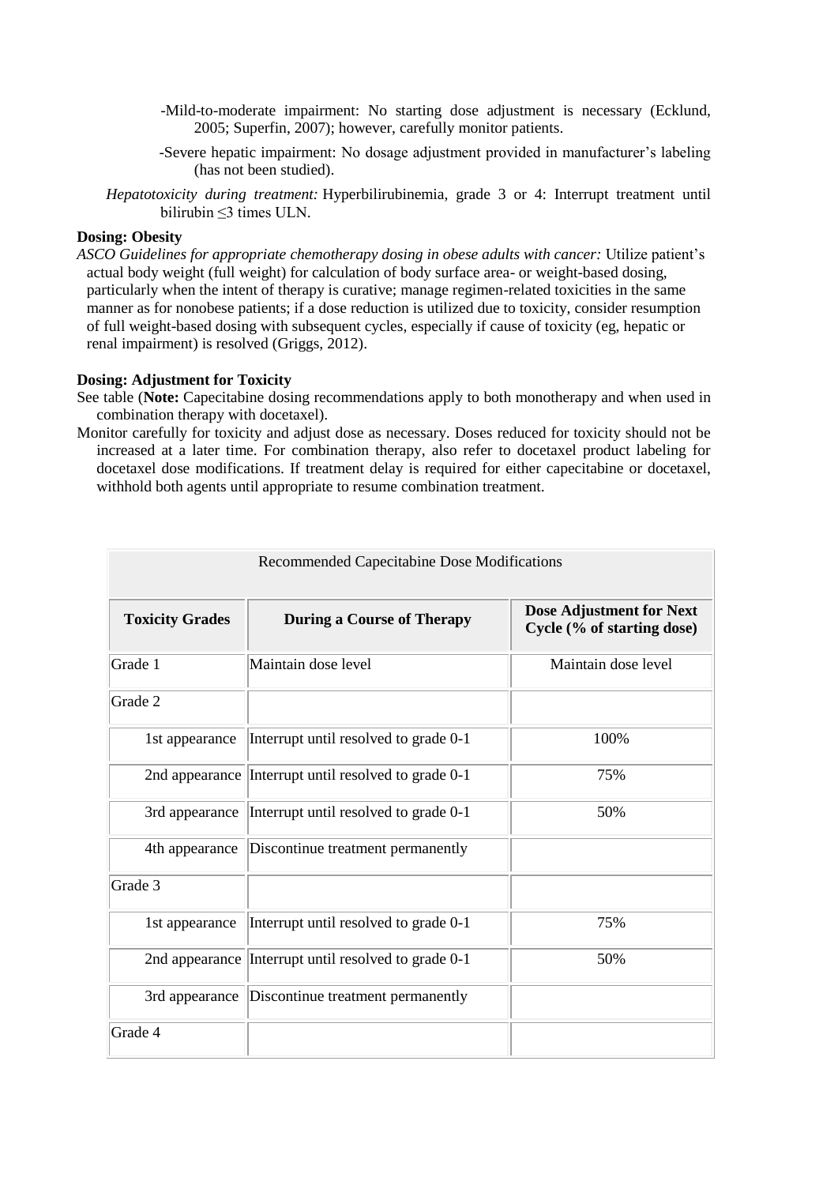-Mild-to-moderate impairment: No starting dose adjustment is necessary (Ecklund, 2005; Superfin, 2007); however, carefully monitor patients.

-Severe hepatic impairment: No dosage adjustment provided in manufacturer's labeling (has not been studied).

*Hepatotoxicity during treatment:* Hyperbilirubinemia, grade 3 or 4: Interrupt treatment until bilirubin ≤3 times ULN.

**Dosing: Obesity**

*ASCO Guidelines for appropriate chemotherapy dosing in obese adults with cancer:* Utilize patient's actual body weight (full weight) for calculation of body surface area- or weight-based dosing, particularly when the intent of therapy is curative; manage regimen-related toxicities in the same manner as for nonobese patients; if a dose reduction is utilized due to toxicity, consider resumption of full weight-based dosing with subsequent cycles, especially if cause of toxicity (eg, hepatic or renal impairment) is resolved (Griggs, 2012).

**Dosing: Adjustment for Toxicity**

See table (**Note:** Capecitabine dosing recommendations apply to both monotherapy and when used in combination therapy with docetaxel).

Monitor carefully for toxicity and adjust dose as necessary. Doses reduced for toxicity should not be increased at a later time. For combination therapy, also refer to docetaxel product labeling for docetaxel dose modifications. If treatment delay is required for either capecitabine or docetaxel, withhold both agents until appropriate to resume combination treatment.

Recommended Capecitabine Dose Modifications

| Toxicity Grades | During a Course of Therapy | Dose Adjustment for Next Cycle (% of starting dose) |
|---|---|---|
| Grade 1 | Maintain dose level | Maintain dose level |
| Grade 2 | | |
| 1st appearance | Interrupt until resolved to grade 0-1 | 100% |
| 2nd appearance | Interrupt until resolved to grade 0-1 | 75% |
| 3rd appearance | Interrupt until resolved to grade 0-1 | 50% |
| 4th appearance | Discontinue treatment permanently | |
| Grade 3 | | |
| 1st appearance | Interrupt until resolved to grade 0-1 | 75% |
| 2nd appearance | Interrupt until resolved to grade 0-1 | 50% |
| 3rd appearance | Discontinue treatment permanently | |
| Grade 4 | | |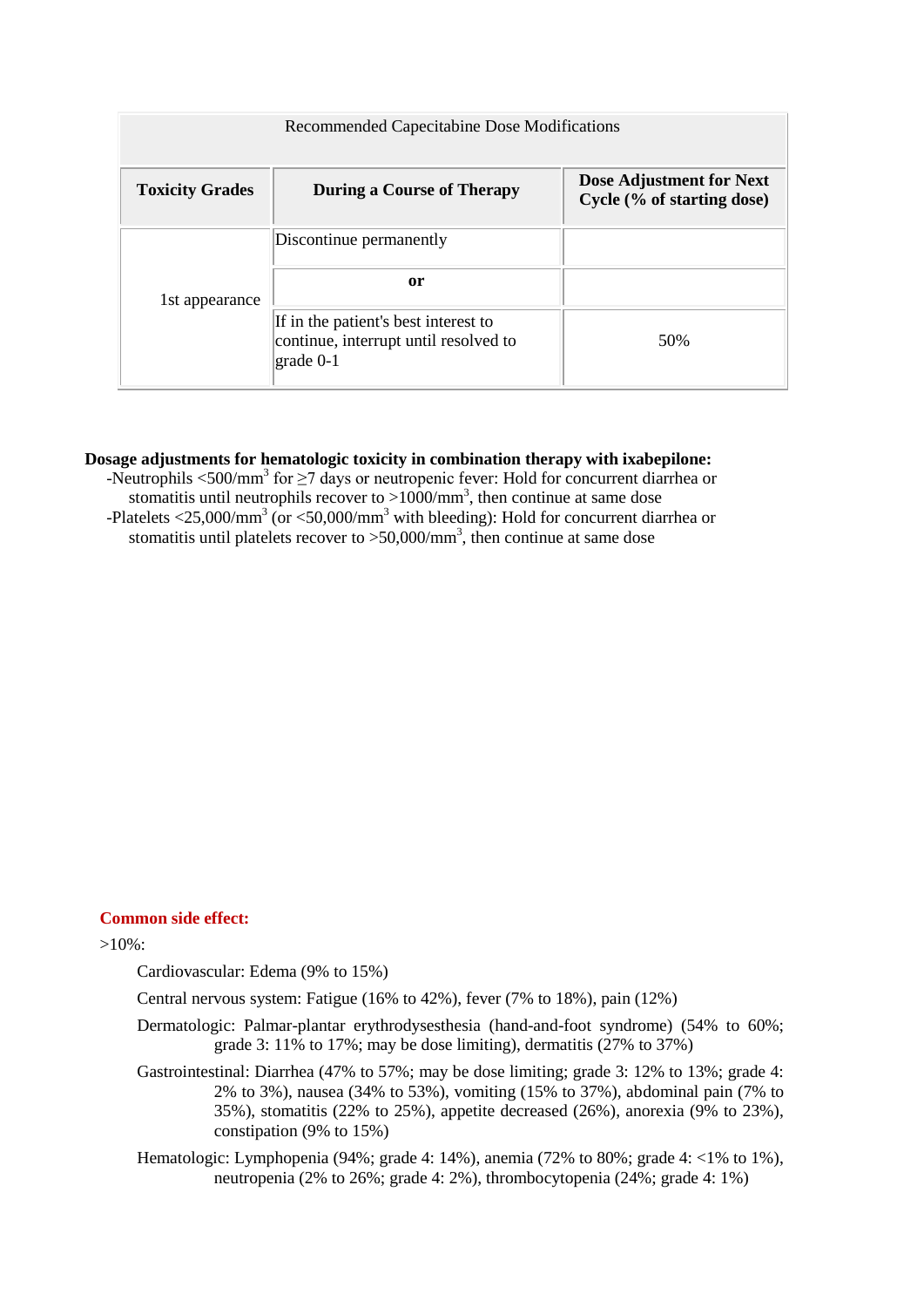| Recommended Capecitabine Dose Modifications | | |
|---|---|---|
| **Toxicity Grades** | **During a Course of Therapy** | **Dose Adjustment for Next Cycle (% of starting dose)** |
| 1st appearance | Discontinue permanently | |
| | **or** | |
| | If in the patient's best interest to continue, interrupt until resolved to grade 0-1 | 50% |

**Dosage adjustments for hematologic toxicity in combination therapy with ixabepilone:**

-Neutrophils <500/mm$^3$ for ≥7 days or neutropenic fever: Hold for concurrent diarrhea or stomatitis until neutrophils recover to >1000/mm$^3$, then continue at same dose

-Platelets <25,000/mm$^3$ (or <50,000/mm$^3$ with bleeding): Hold for concurrent diarrhea or stomatitis until platelets recover to >50,000/mm$^3$, then continue at same dose

**Common side effect:**

>10%:

Cardiovascular: Edema (9% to 15%)

Central nervous system: Fatigue (16% to 42%), fever (7% to 18%), pain (12%)

Dermatologic: Palmar-plantar erythrodysesthesia (hand-and-foot syndrome) (54% to 60%; grade 3: 11% to 17%; may be dose limiting), dermatitis (27% to 37%)

Gastrointestinal: Diarrhea (47% to 57%; may be dose limiting; grade 3: 12% to 13%; grade 4: 2% to 3%), nausea (34% to 53%), vomiting (15% to 37%), abdominal pain (7% to 35%), stomatitis (22% to 25%), appetite decreased (26%), anorexia (9% to 23%), constipation (9% to 15%)

Hematologic: Lymphopenia (94%; grade 4: 14%), anemia (72% to 80%; grade 4: <1% to 1%), neutropenia (2% to 26%; grade 4: 2%), thrombocytopenia (24%; grade 4: 1%)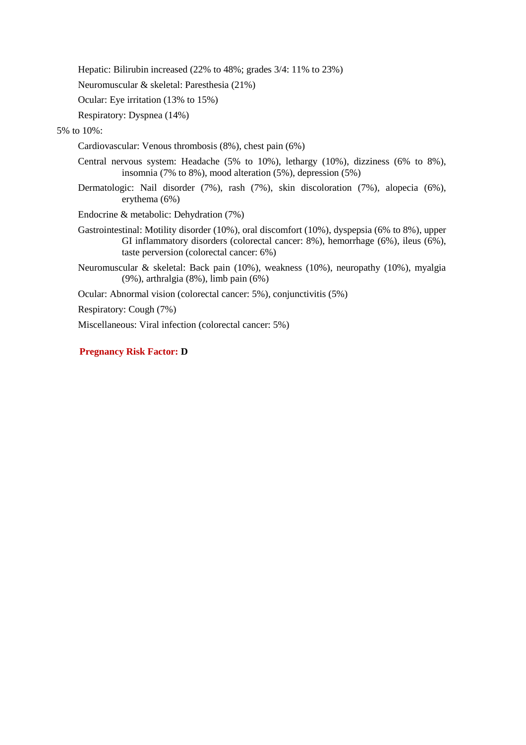Hepatic: Bilirubin increased (22% to 48%; grades 3/4: 11% to 23%)

Neuromuscular & skeletal: Paresthesia (21%)

Ocular: Eye irritation (13% to 15%)

Respiratory: Dyspnea (14%)

5% to 10%:

Cardiovascular: Venous thrombosis (8%), chest pain (6%)

Central nervous system: Headache (5% to 10%), lethargy (10%), dizziness (6% to 8%), insomnia (7% to 8%), mood alteration (5%), depression (5%)

Dermatologic: Nail disorder (7%), rash (7%), skin discoloration (7%), alopecia (6%), erythema (6%)

Endocrine & metabolic: Dehydration (7%)

Gastrointestinal: Motility disorder (10%), oral discomfort (10%), dyspepsia (6% to 8%), upper GI inflammatory disorders (colorectal cancer: 8%), hemorrhage (6%), ileus (6%), taste perversion (colorectal cancer: 6%)

Neuromuscular & skeletal: Back pain (10%), weakness (10%), neuropathy (10%), myalgia (9%), arthralgia (8%), limb pain (6%)

Ocular: Abnormal vision (colorectal cancer: 5%), conjunctivitis (5%)

Respiratory: Cough (7%)

Miscellaneous: Viral infection (colorectal cancer: 5%)

**Pregnancy Risk Factor: D**